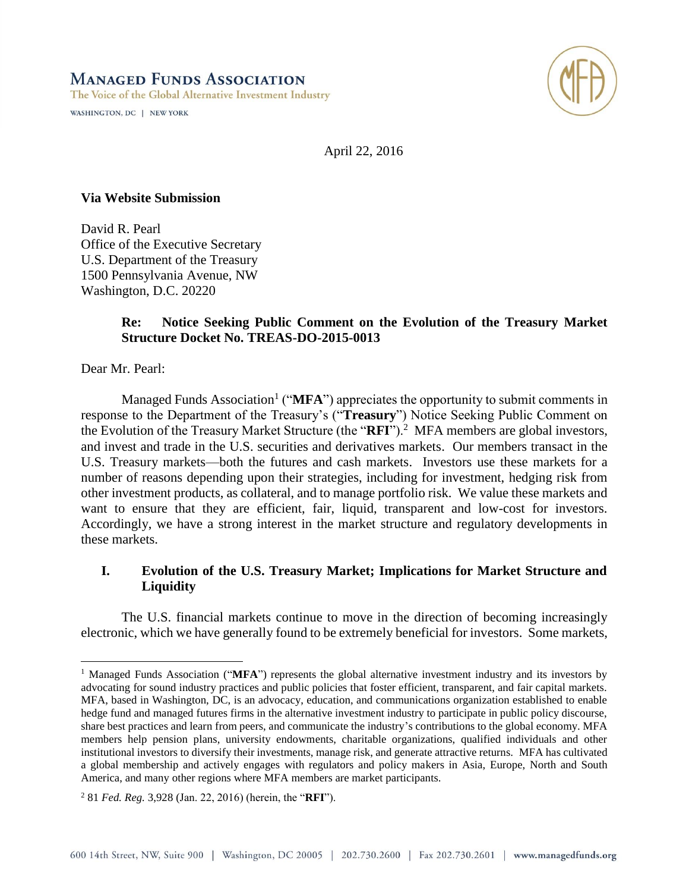**MANAGED FUNDS ASSOCIATION**
The Voice of the Global Alternative Investment Industry
WASHINGTON, DC | NEW YORK

April 22, 2016

**Via Website Submission**

David R. Pearl
Office of the Executive Secretary
U.S. Department of the Treasury
1500 Pennsylvania Avenue, NW
Washington, D.C. 20220

**Re: Notice Seeking Public Comment on the Evolution of the Treasury Market Structure Docket No. TREAS-DO-2015-0013**

Dear Mr. Pearl:

Managed Funds Association[1] ("**MFA**") appreciates the opportunity to submit comments in response to the Department of the Treasury's ("**Treasury**") Notice Seeking Public Comment on the Evolution of the Treasury Market Structure (the "**RFI**").[2] MFA members are global investors, and invest and trade in the U.S. securities and derivatives markets. Our members transact in the U.S. Treasury markets—both the futures and cash markets. Investors use these markets for a number of reasons depending upon their strategies, including for investment, hedging risk from other investment products, as collateral, and to manage portfolio risk. We value these markets and want to ensure that they are efficient, fair, liquid, transparent and low-cost for investors. Accordingly, we have a strong interest in the market structure and regulatory developments in these markets.

## I. Evolution of the U.S. Treasury Market; Implications for Market Structure and Liquidity

The U.S. financial markets continue to move in the direction of becoming increasingly electronic, which we have generally found to be extremely beneficial for investors. Some markets,

[1] Managed Funds Association ("**MFA**") represents the global alternative investment industry and its investors by advocating for sound industry practices and public policies that foster efficient, transparent, and fair capital markets. MFA, based in Washington, DC, is an advocacy, education, and communications organization established to enable hedge fund and managed futures firms in the alternative investment industry to participate in public policy discourse, share best practices and learn from peers, and communicate the industry's contributions to the global economy. MFA members help pension plans, university endowments, charitable organizations, qualified individuals and other institutional investors to diversify their investments, manage risk, and generate attractive returns. MFA has cultivated a global membership and actively engages with regulators and policy makers in Asia, Europe, North and South America, and many other regions where MFA members are market participants.

[2] 81 *Fed. Reg.* 3,928 (Jan. 22, 2016) (herein, the "**RFI**").

600 14th Street, NW, Suite 900 | Washington, DC 20005 | 202.730.2600 | Fax 202.730.2601 | www.managedfunds.org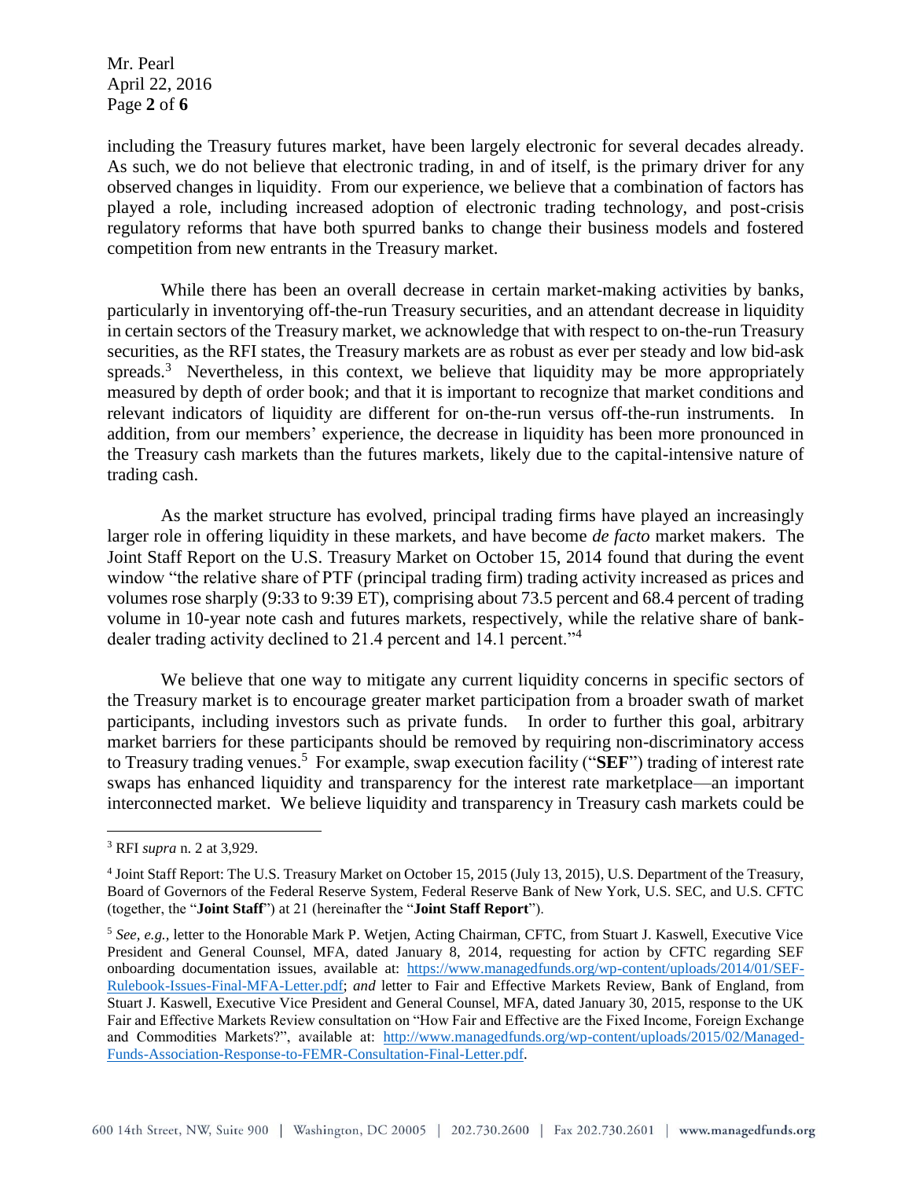including the Treasury futures market, have been largely electronic for several decades already. As such, we do not believe that electronic trading, in and of itself, is the primary driver for any observed changes in liquidity. From our experience, we believe that a combination of factors has played a role, including increased adoption of electronic trading technology, and post-crisis regulatory reforms that have both spurred banks to change their business models and fostered competition from new entrants in the Treasury market.

While there has been an overall decrease in certain market-making activities by banks, particularly in inventorying off-the-run Treasury securities, and an attendant decrease in liquidity in certain sectors of the Treasury market, we acknowledge that with respect to on-the-run Treasury securities, as the RFI states, the Treasury markets are as robust as ever per steady and low bid-ask spreads.[3] Nevertheless, in this context, we believe that liquidity may be more appropriately measured by depth of order book; and that it is important to recognize that market conditions and relevant indicators of liquidity are different for on-the-run versus off-the-run instruments. In addition, from our members' experience, the decrease in liquidity has been more pronounced in the Treasury cash markets than the futures markets, likely due to the capital-intensive nature of trading cash.

As the market structure has evolved, principal trading firms have played an increasingly larger role in offering liquidity in these markets, and have become *de facto* market makers. The Joint Staff Report on the U.S. Treasury Market on October 15, 2014 found that during the event window "the relative share of PTF (principal trading firm) trading activity increased as prices and volumes rose sharply (9:33 to 9:39 ET), comprising about 73.5 percent and 68.4 percent of trading volume in 10-year note cash and futures markets, respectively, while the relative share of bank-dealer trading activity declined to 21.4 percent and 14.1 percent."[4]

We believe that one way to mitigate any current liquidity concerns in specific sectors of the Treasury market is to encourage greater market participation from a broader swath of market participants, including investors such as private funds. In order to further this goal, arbitrary market barriers for these participants should be removed by requiring non-discriminatory access to Treasury trading venues.[5] For example, swap execution facility ("**SEF**") trading of interest rate swaps has enhanced liquidity and transparency for the interest rate marketplace—an important interconnected market. We believe liquidity and transparency in Treasury cash markets could be

---

[3] RFI *supra* n. 2 at 3,929.

[4] Joint Staff Report: The U.S. Treasury Market on October 15, 2015 (July 13, 2015), U.S. Department of the Treasury, Board of Governors of the Federal Reserve System, Federal Reserve Bank of New York, U.S. SEC, and U.S. CFTC (together, the "**Joint Staff**") at 21 (hereinafter the "**Joint Staff Report**").

[5] *See, e.g.,* letter to the Honorable Mark P. Wetjen, Acting Chairman, CFTC, from Stuart J. Kaswell, Executive Vice President and General Counsel, MFA, dated January 8, 2014, requesting for action by CFTC regarding SEF onboarding documentation issues, available at: https://www.managedfunds.org/wp-content/uploads/2014/01/SEF-Rulebook-Issues-Final-MFA-Letter.pdf; *and* letter to Fair and Effective Markets Review, Bank of England, from Stuart J. Kaswell, Executive Vice President and General Counsel, MFA, dated January 30, 2015, response to the UK Fair and Effective Markets Review consultation on "How Fair and Effective are the Fixed Income, Foreign Exchange and Commodities Markets?", available at: http://www.managedfunds.org/wp-content/uploads/2015/02/Managed-Funds-Association-Response-to-FEMR-Consultation-Final-Letter.pdf.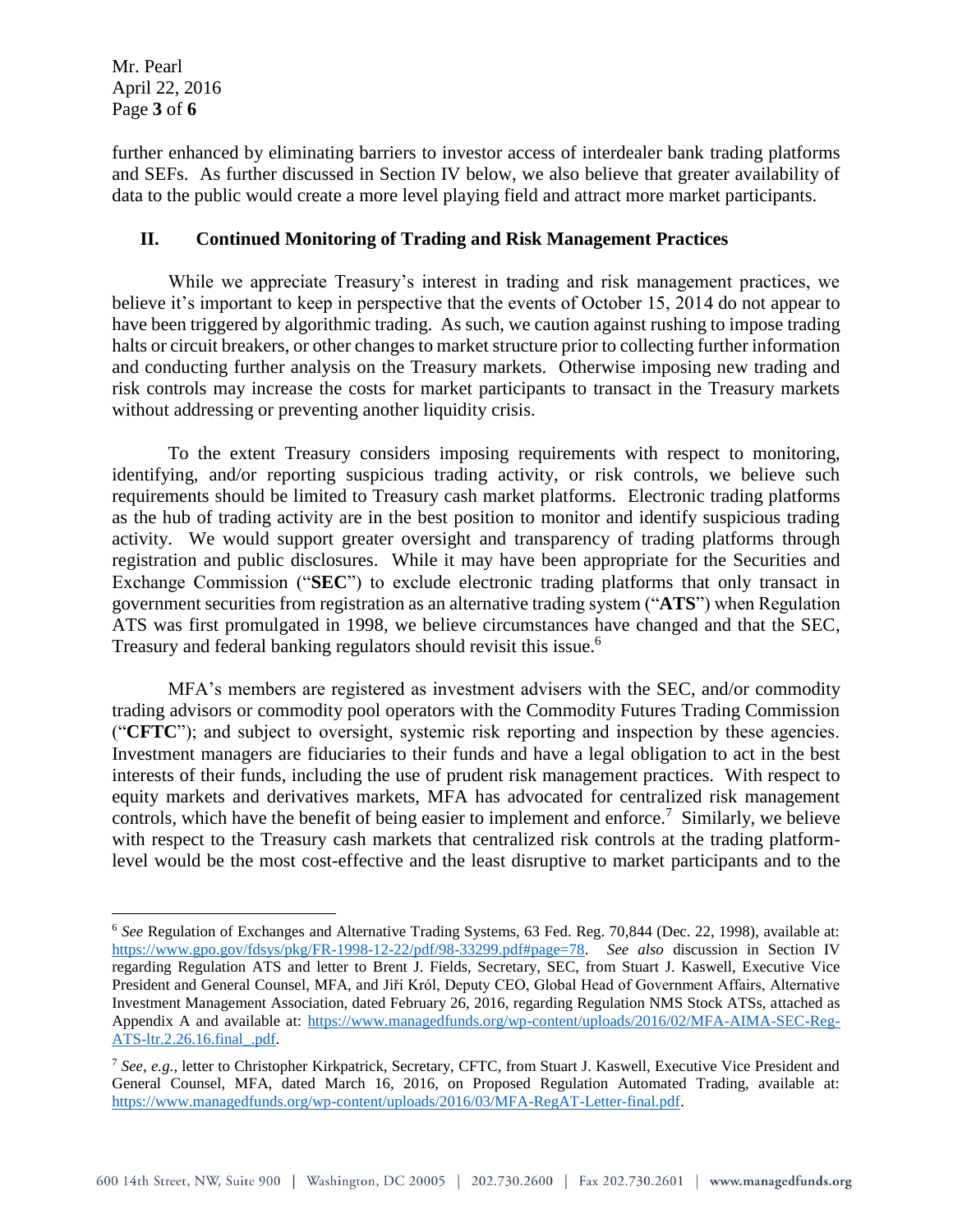further enhanced by eliminating barriers to investor access of interdealer bank trading platforms and SEFs. As further discussed in Section IV below, we also believe that greater availability of data to the public would create a more level playing field and attract more market participants.

## II. Continued Monitoring of Trading and Risk Management Practices

While we appreciate Treasury's interest in trading and risk management practices, we believe it's important to keep in perspective that the events of October 15, 2014 do not appear to have been triggered by algorithmic trading. As such, we caution against rushing to impose trading halts or circuit breakers, or other changes to market structure prior to collecting further information and conducting further analysis on the Treasury markets. Otherwise imposing new trading and risk controls may increase the costs for market participants to transact in the Treasury markets without addressing or preventing another liquidity crisis.

To the extent Treasury considers imposing requirements with respect to monitoring, identifying, and/or reporting suspicious trading activity, or risk controls, we believe such requirements should be limited to Treasury cash market platforms. Electronic trading platforms as the hub of trading activity are in the best position to monitor and identify suspicious trading activity. We would support greater oversight and transparency of trading platforms through registration and public disclosures. While it may have been appropriate for the Securities and Exchange Commission ("**SEC**") to exclude electronic trading platforms that only transact in government securities from registration as an alternative trading system ("**ATS**") when Regulation ATS was first promulgated in 1998, we believe circumstances have changed and that the SEC, Treasury and federal banking regulators should revisit this issue.[6]

MFA's members are registered as investment advisers with the SEC, and/or commodity trading advisors or commodity pool operators with the Commodity Futures Trading Commission ("**CFTC**"); and subject to oversight, systemic risk reporting and inspection by these agencies. Investment managers are fiduciaries to their funds and have a legal obligation to act in the best interests of their funds, including the use of prudent risk management practices. With respect to equity markets and derivatives markets, MFA has advocated for centralized risk management controls, which have the benefit of being easier to implement and enforce.[7] Similarly, we believe with respect to the Treasury cash markets that centralized risk controls at the trading platform-level would be the most cost-effective and the least disruptive to market participants and to the

---

[6] *See* Regulation of Exchanges and Alternative Trading Systems, 63 Fed. Reg. 70,844 (Dec. 22, 1998), available at: https://www.gpo.gov/fdsys/pkg/FR-1998-12-22/pdf/98-33299.pdf#page=78. *See also* discussion in Section IV regarding Regulation ATS and letter to Brent J. Fields, Secretary, SEC, from Stuart J. Kaswell, Executive Vice President and General Counsel, MFA, and Jiří Król, Deputy CEO, Global Head of Government Affairs, Alternative Investment Management Association, dated February 26, 2016, regarding Regulation NMS Stock ATSs, attached as Appendix A and available at: https://www.managedfunds.org/wp-content/uploads/2016/02/MFA-AIMA-SEC-Reg-ATS-ltr.2.26.16.final_.pdf.

[7] *See, e.g.,* letter to Christopher Kirkpatrick, Secretary, CFTC, from Stuart J. Kaswell, Executive Vice President and General Counsel, MFA, dated March 16, 2016, on Proposed Regulation Automated Trading, available at: https://www.managedfunds.org/wp-content/uploads/2016/03/MFA-RegAT-Letter-final.pdf.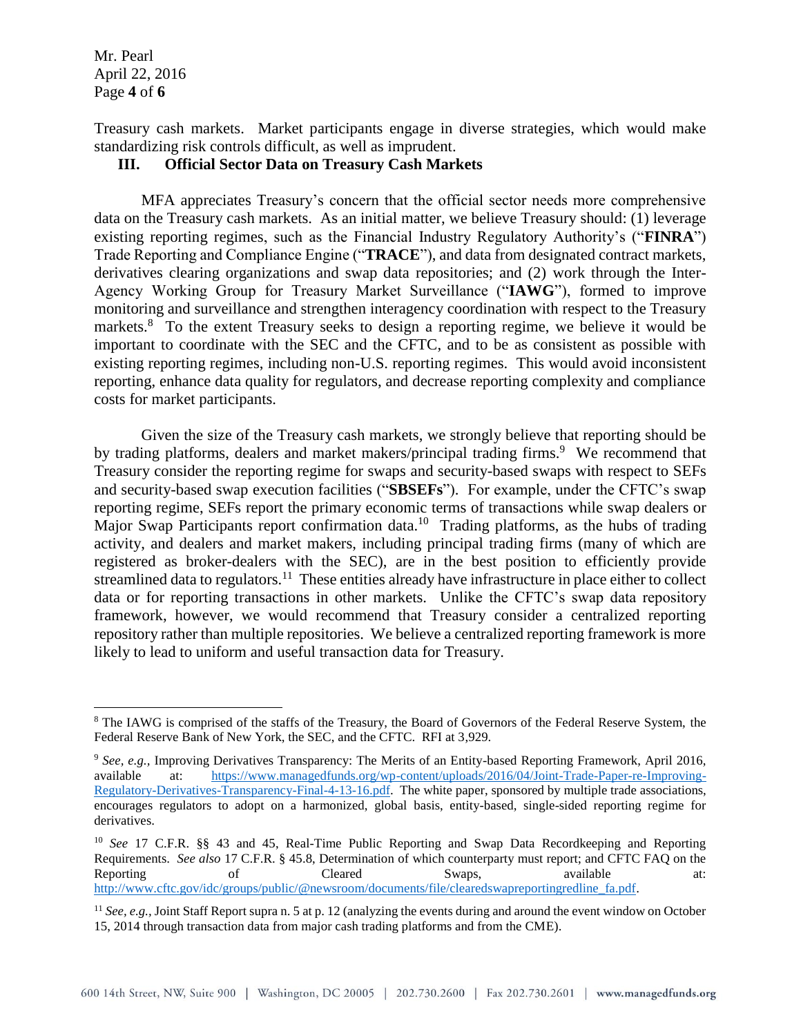Treasury cash markets. Market participants engage in diverse strategies, which would make standardizing risk controls difficult, as well as imprudent.

## III. Official Sector Data on Treasury Cash Markets

MFA appreciates Treasury's concern that the official sector needs more comprehensive data on the Treasury cash markets. As an initial matter, we believe Treasury should: (1) leverage existing reporting regimes, such as the Financial Industry Regulatory Authority's ("**FINRA**") Trade Reporting and Compliance Engine ("**TRACE**"), and data from designated contract markets, derivatives clearing organizations and swap data repositories; and (2) work through the Inter-Agency Working Group for Treasury Market Surveillance ("**IAWG**"), formed to improve monitoring and surveillance and strengthen interagency coordination with respect to the Treasury markets.[8] To the extent Treasury seeks to design a reporting regime, we believe it would be important to coordinate with the SEC and the CFTC, and to be as consistent as possible with existing reporting regimes, including non-U.S. reporting regimes. This would avoid inconsistent reporting, enhance data quality for regulators, and decrease reporting complexity and compliance costs for market participants.

Given the size of the Treasury cash markets, we strongly believe that reporting should be by trading platforms, dealers and market makers/principal trading firms.[9] We recommend that Treasury consider the reporting regime for swaps and security-based swaps with respect to SEFs and security-based swap execution facilities ("**SBSEFs**"). For example, under the CFTC's swap reporting regime, SEFs report the primary economic terms of transactions while swap dealers or Major Swap Participants report confirmation data.[10] Trading platforms, as the hubs of trading activity, and dealers and market makers, including principal trading firms (many of which are registered as broker-dealers with the SEC), are in the best position to efficiently provide streamlined data to regulators.[11] These entities already have infrastructure in place either to collect data or for reporting transactions in other markets. Unlike the CFTC's swap data repository framework, however, we would recommend that Treasury consider a centralized reporting repository rather than multiple repositories. We believe a centralized reporting framework is more likely to lead to uniform and useful transaction data for Treasury.

---

[8] The IAWG is comprised of the staffs of the Treasury, the Board of Governors of the Federal Reserve System, the Federal Reserve Bank of New York, the SEC, and the CFTC. RFI at 3,929.

[9] *See, e.g.,* Improving Derivatives Transparency: The Merits of an Entity-based Reporting Framework, April 2016, available at: https://www.managedfunds.org/wp-content/uploads/2016/04/Joint-Trade-Paper-re-Improving-Regulatory-Derivatives-Transparency-Final-4-13-16.pdf. The white paper, sponsored by multiple trade associations, encourages regulators to adopt on a harmonized, global basis, entity-based, single-sided reporting regime for derivatives.

[10] *See* 17 C.F.R. §§ 43 and 45, Real-Time Public Reporting and Swap Data Recordkeeping and Reporting Requirements. *See also* 17 C.F.R. § 45.8, Determination of which counterparty must report; and CFTC FAQ on the Reporting of Cleared Swaps, available at: http://www.cftc.gov/idc/groups/public/@newsroom/documents/file/clearedswapreportingredline_fa.pdf.

[11] *See, e.g.,* Joint Staff Report supra n. 5 at p. 12 (analyzing the events during and around the event window on October 15, 2014 through transaction data from major cash trading platforms and from the CME).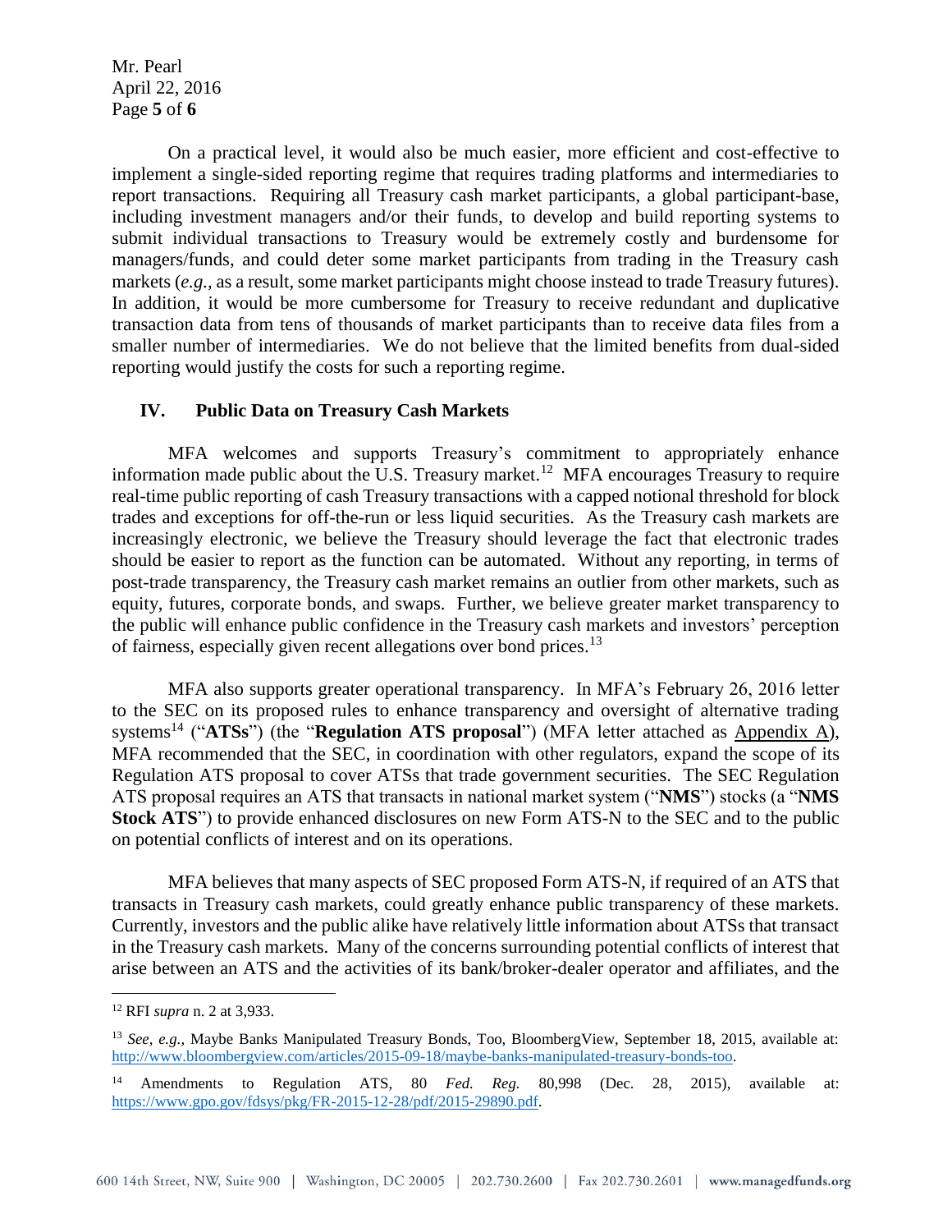On a practical level, it would also be much easier, more efficient and cost-effective to implement a single-sided reporting regime that requires trading platforms and intermediaries to report transactions. Requiring all Treasury cash market participants, a global participant-base, including investment managers and/or their funds, to develop and build reporting systems to submit individual transactions to Treasury would be extremely costly and burdensome for managers/funds, and could deter some market participants from trading in the Treasury cash markets (*e.g.*, as a result, some market participants might choose instead to trade Treasury futures). In addition, it would be more cumbersome for Treasury to receive redundant and duplicative transaction data from tens of thousands of market participants than to receive data files from a smaller number of intermediaries. We do not believe that the limited benefits from dual-sided reporting would justify the costs for such a reporting regime.

## IV. Public Data on Treasury Cash Markets

MFA welcomes and supports Treasury's commitment to appropriately enhance information made public about the U.S. Treasury market.[12] MFA encourages Treasury to require real-time public reporting of cash Treasury transactions with a capped notional threshold for block trades and exceptions for off-the-run or less liquid securities. As the Treasury cash markets are increasingly electronic, we believe the Treasury should leverage the fact that electronic trades should be easier to report as the function can be automated. Without any reporting, in terms of post-trade transparency, the Treasury cash market remains an outlier from other markets, such as equity, futures, corporate bonds, and swaps. Further, we believe greater market transparency to the public will enhance public confidence in the Treasury cash markets and investors' perception of fairness, especially given recent allegations over bond prices.[13]

MFA also supports greater operational transparency. In MFA's February 26, 2016 letter to the SEC on its proposed rules to enhance transparency and oversight of alternative trading systems[14] ("**ATSs**") (the "**Regulation ATS proposal**") (MFA letter attached as Appendix A), MFA recommended that the SEC, in coordination with other regulators, expand the scope of its Regulation ATS proposal to cover ATSs that trade government securities. The SEC Regulation ATS proposal requires an ATS that transacts in national market system ("**NMS**") stocks (a "**NMS Stock ATS**") to provide enhanced disclosures on new Form ATS-N to the SEC and to the public on potential conflicts of interest and on its operations.

MFA believes that many aspects of SEC proposed Form ATS-N, if required of an ATS that transacts in Treasury cash markets, could greatly enhance public transparency of these markets. Currently, investors and the public alike have relatively little information about ATSs that transact in the Treasury cash markets. Many of the concerns surrounding potential conflicts of interest that arise between an ATS and the activities of its bank/broker-dealer operator and affiliates, and the

---

[12] RFI *supra* n. 2 at 3,933.

[13] *See, e.g.*, Maybe Banks Manipulated Treasury Bonds, Too, BloombergView, September 18, 2015, available at: http://www.bloombergview.com/articles/2015-09-18/maybe-banks-manipulated-treasury-bonds-too.

[14] Amendments to Regulation ATS, 80 *Fed. Reg.* 80,998 (Dec. 28, 2015), available at: https://www.gpo.gov/fdsys/pkg/FR-2015-12-28/pdf/2015-29890.pdf.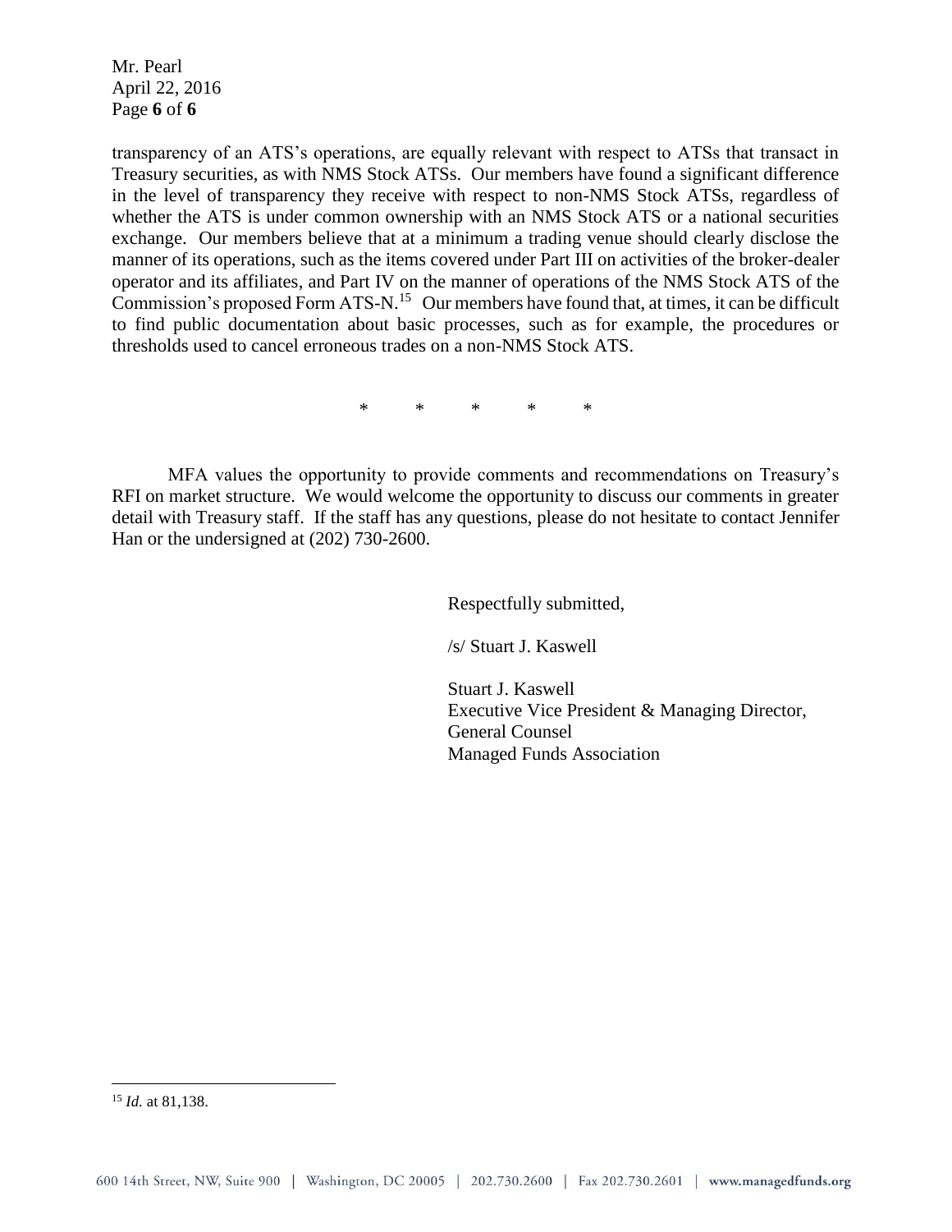transparency of an ATS's operations, are equally relevant with respect to ATSs that transact in Treasury securities, as with NMS Stock ATSs. Our members have found a significant difference in the level of transparency they receive with respect to non-NMS Stock ATSs, regardless of whether the ATS is under common ownership with an NMS Stock ATS or a national securities exchange. Our members believe that at a minimum a trading venue should clearly disclose the manner of its operations, such as the items covered under Part III on activities of the broker-dealer operator and its affiliates, and Part IV on the manner of operations of the NMS Stock ATS of the Commission's proposed Form ATS-N.[15] Our members have found that, at times, it can be difficult to find public documentation about basic processes, such as for example, the procedures or thresholds used to cancel erroneous trades on a non-NMS Stock ATS.

\*  \*  \*  \*  \*

MFA values the opportunity to provide comments and recommendations on Treasury's RFI on market structure. We would welcome the opportunity to discuss our comments in greater detail with Treasury staff. If the staff has any questions, please do not hesitate to contact Jennifer Han or the undersigned at (202) 730-2600.

Respectfully submitted,

/s/ Stuart J. Kaswell

Stuart J. Kaswell
Executive Vice President & Managing Director,
General Counsel
Managed Funds Association

---

[15] *Id.* at 81,138.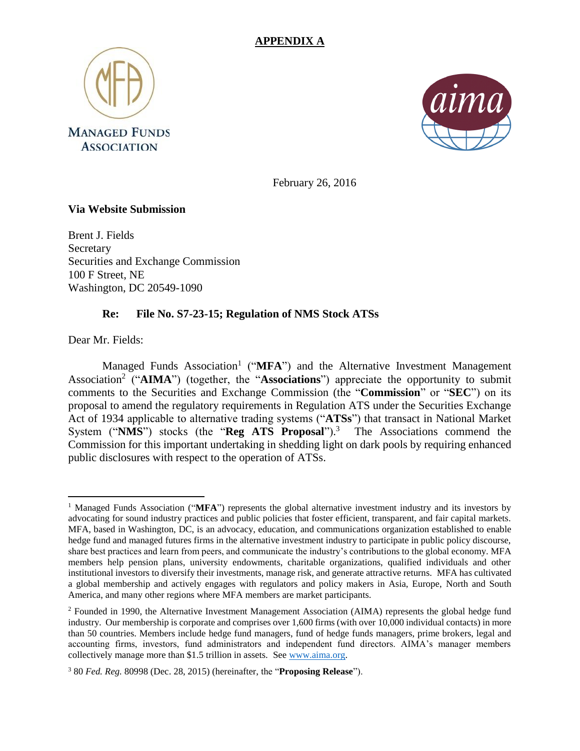**APPENDIX A**

MANAGED FUNDS ASSOCIATION

February 26, 2016

**Via Website Submission**

Brent J. Fields
Secretary
Securities and Exchange Commission
100 F Street, NE
Washington, DC 20549-1090

**Re: File No. S7-23-15; Regulation of NMS Stock ATSs**

Dear Mr. Fields:

Managed Funds Association[1] ("**MFA**") and the Alternative Investment Management Association[2] ("**AIMA**") (together, the "**Associations**") appreciate the opportunity to submit comments to the Securities and Exchange Commission (the "**Commission**" or "**SEC**") on its proposal to amend the regulatory requirements in Regulation ATS under the Securities Exchange Act of 1934 applicable to alternative trading systems ("**ATSs**") that transact in National Market System ("**NMS**") stocks (the "**Reg ATS Proposal**").[3] The Associations commend the Commission for this important undertaking in shedding light on dark pools by requiring enhanced public disclosures with respect to the operation of ATSs.

---

[1] Managed Funds Association ("**MFA**") represents the global alternative investment industry and its investors by advocating for sound industry practices and public policies that foster efficient, transparent, and fair capital markets. MFA, based in Washington, DC, is an advocacy, education, and communications organization established to enable hedge fund and managed futures firms in the alternative investment industry to participate in public policy discourse, share best practices and learn from peers, and communicate the industry's contributions to the global economy. MFA members help pension plans, university endowments, charitable organizations, qualified individuals and other institutional investors to diversify their investments, manage risk, and generate attractive returns. MFA has cultivated a global membership and actively engages with regulators and policy makers in Asia, Europe, North and South America, and many other regions where MFA members are market participants.

[2] Founded in 1990, the Alternative Investment Management Association (AIMA) represents the global hedge fund industry. Our membership is corporate and comprises over 1,600 firms (with over 10,000 individual contacts) in more than 50 countries. Members include hedge fund managers, fund of hedge funds managers, prime brokers, legal and accounting firms, investors, fund administrators and independent fund directors. AIMA's manager members collectively manage more than $1.5 trillion in assets. See www.aima.org.

[3] 80 *Fed. Reg.* 80998 (Dec. 28, 2015) (hereinafter, the "**Proposing Release**").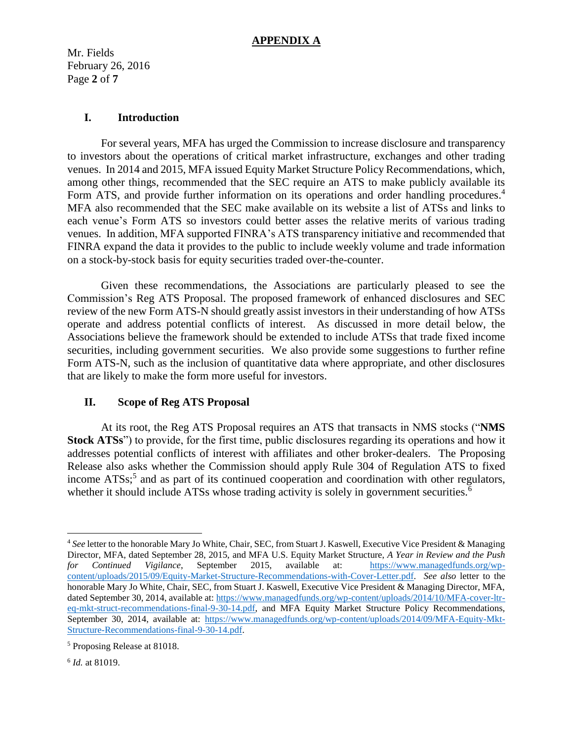**APPENDIX A**

## I. Introduction

For several years, MFA has urged the Commission to increase disclosure and transparency to investors about the operations of critical market infrastructure, exchanges and other trading venues. In 2014 and 2015, MFA issued Equity Market Structure Policy Recommendations, which, among other things, recommended that the SEC require an ATS to make publicly available its Form ATS, and provide further information on its operations and order handling procedures.[4] MFA also recommended that the SEC make available on its website a list of ATSs and links to each venue's Form ATS so investors could better asses the relative merits of various trading venues. In addition, MFA supported FINRA's ATS transparency initiative and recommended that FINRA expand the data it provides to the public to include weekly volume and trade information on a stock-by-stock basis for equity securities traded over-the-counter.

Given these recommendations, the Associations are particularly pleased to see the Commission's Reg ATS Proposal. The proposed framework of enhanced disclosures and SEC review of the new Form ATS-N should greatly assist investors in their understanding of how ATSs operate and address potential conflicts of interest. As discussed in more detail below, the Associations believe the framework should be extended to include ATSs that trade fixed income securities, including government securities. We also provide some suggestions to further refine Form ATS-N, such as the inclusion of quantitative data where appropriate, and other disclosures that are likely to make the form more useful for investors.

## II. Scope of Reg ATS Proposal

At its root, the Reg ATS Proposal requires an ATS that transacts in NMS stocks ("**NMS Stock ATSs**") to provide, for the first time, public disclosures regarding its operations and how it addresses potential conflicts of interest with affiliates and other broker-dealers. The Proposing Release also asks whether the Commission should apply Rule 304 of Regulation ATS to fixed income ATSs;[5] and as part of its continued cooperation and coordination with other regulators, whether it should include ATSs whose trading activity is solely in government securities.[6]

---

[4] *See* letter to the honorable Mary Jo White, Chair, SEC, from Stuart J. Kaswell, Executive Vice President & Managing Director, MFA, dated September 28, 2015, and MFA U.S. Equity Market Structure, *A Year in Review and the Push for Continued Vigilance*, September 2015, available at: https://www.managedfunds.org/wp-content/uploads/2015/09/Equity-Market-Structure-Recommendations-with-Cover-Letter.pdf. *See also* letter to the honorable Mary Jo White, Chair, SEC, from Stuart J. Kaswell, Executive Vice President & Managing Director, MFA, dated September 30, 2014, available at: https://www.managedfunds.org/wp-content/uploads/2014/10/MFA-cover-ltr-eq-mkt-struct-recommendations-final-9-30-14.pdf, and MFA Equity Market Structure Policy Recommendations, September 30, 2014, available at: https://www.managedfunds.org/wp-content/uploads/2014/09/MFA-Equity-Mkt-Structure-Recommendations-final-9-30-14.pdf.

[5] Proposing Release at 81018.

[6] *Id.* at 81019.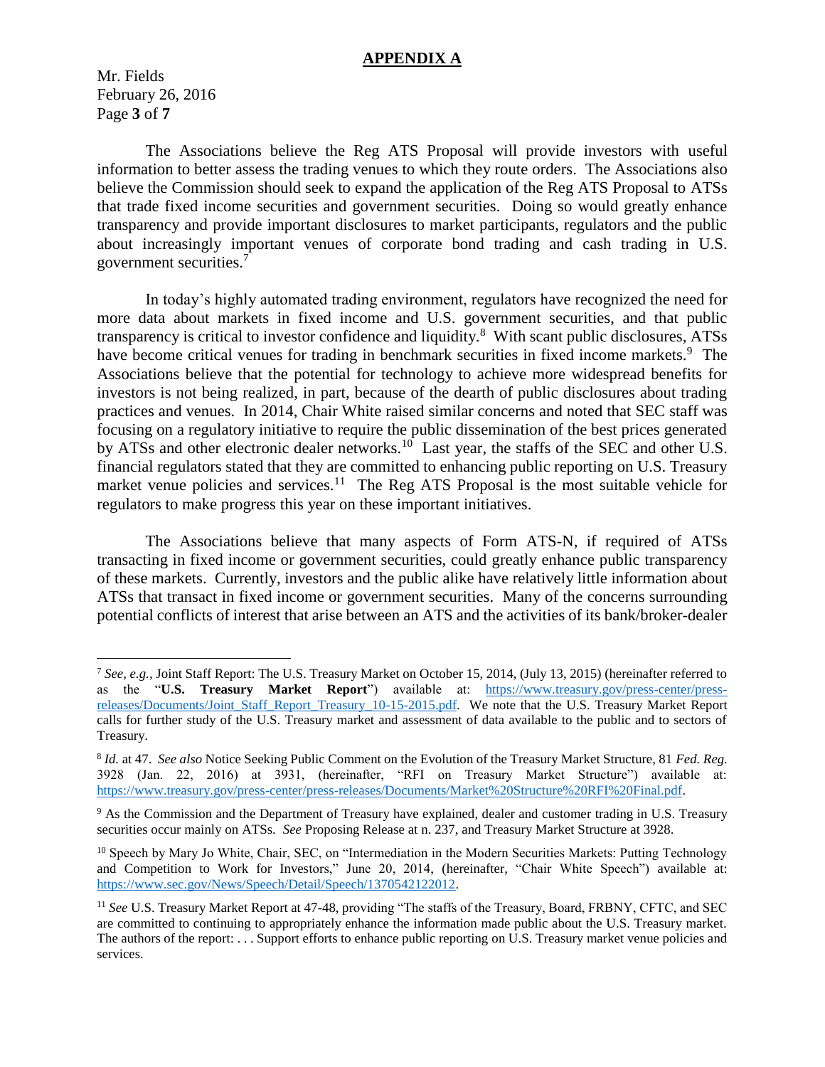## APPENDIX A

Mr. Fields
February 26, 2016

The Associations believe the Reg ATS Proposal will provide investors with useful information to better assess the trading venues to which they route orders. The Associations also believe the Commission should seek to expand the application of the Reg ATS Proposal to ATSs that trade fixed income securities and government securities. Doing so would greatly enhance transparency and provide important disclosures to market participants, regulators and the public about increasingly important venues of corporate bond trading and cash trading in U.S. government securities.[7]

In today's highly automated trading environment, regulators have recognized the need for more data about markets in fixed income and U.S. government securities, and that public transparency is critical to investor confidence and liquidity.[8] With scant public disclosures, ATSs have become critical venues for trading in benchmark securities in fixed income markets.[9] The Associations believe that the potential for technology to achieve more widespread benefits for investors is not being realized, in part, because of the dearth of public disclosures about trading practices and venues. In 2014, Chair White raised similar concerns and noted that SEC staff was focusing on a regulatory initiative to require the public dissemination of the best prices generated by ATSs and other electronic dealer networks.[10] Last year, the staffs of the SEC and other U.S. financial regulators stated that they are committed to enhancing public reporting on U.S. Treasury market venue policies and services.[11] The Reg ATS Proposal is the most suitable vehicle for regulators to make progress this year on these important initiatives.

The Associations believe that many aspects of Form ATS-N, if required of ATSs transacting in fixed income or government securities, could greatly enhance public transparency of these markets. Currently, investors and the public alike have relatively little information about ATSs that transact in fixed income or government securities. Many of the concerns surrounding potential conflicts of interest that arise between an ATS and the activities of its bank/broker-dealer

---

[7] *See, e.g.*, Joint Staff Report: The U.S. Treasury Market on October 15, 2014, (July 13, 2015) (hereinafter referred to as the "**U.S. Treasury Market Report**") available at: https://www.treasury.gov/press-center/press-releases/Documents/Joint_Staff_Report_Treasury_10-15-2015.pdf. We note that the U.S. Treasury Market Report calls for further study of the U.S. Treasury market and assessment of data available to the public and to sectors of Treasury.

[8] *Id.* at 47. *See also* Notice Seeking Public Comment on the Evolution of the Treasury Market Structure, 81 *Fed. Reg.* 3928 (Jan. 22, 2016) at 3931, (hereinafter, "RFI on Treasury Market Structure") available at: https://www.treasury.gov/press-center/press-releases/Documents/Market%20Structure%20RFI%20Final.pdf.

[9] As the Commission and the Department of Treasury have explained, dealer and customer trading in U.S. Treasury securities occur mainly on ATSs. *See* Proposing Release at n. 237, and Treasury Market Structure at 3928.

[10] Speech by Mary Jo White, Chair, SEC, on "Intermediation in the Modern Securities Markets: Putting Technology and Competition to Work for Investors," June 20, 2014, (hereinafter, "Chair White Speech") available at: https://www.sec.gov/News/Speech/Detail/Speech/1370542122012.

[11] *See* U.S. Treasury Market Report at 47-48, providing "The staffs of the Treasury, Board, FRBNY, CFTC, and SEC are committed to continuing to appropriately enhance the information made public about the U.S. Treasury market. The authors of the report: . . . Support efforts to enhance public reporting on U.S. Treasury market venue policies and services.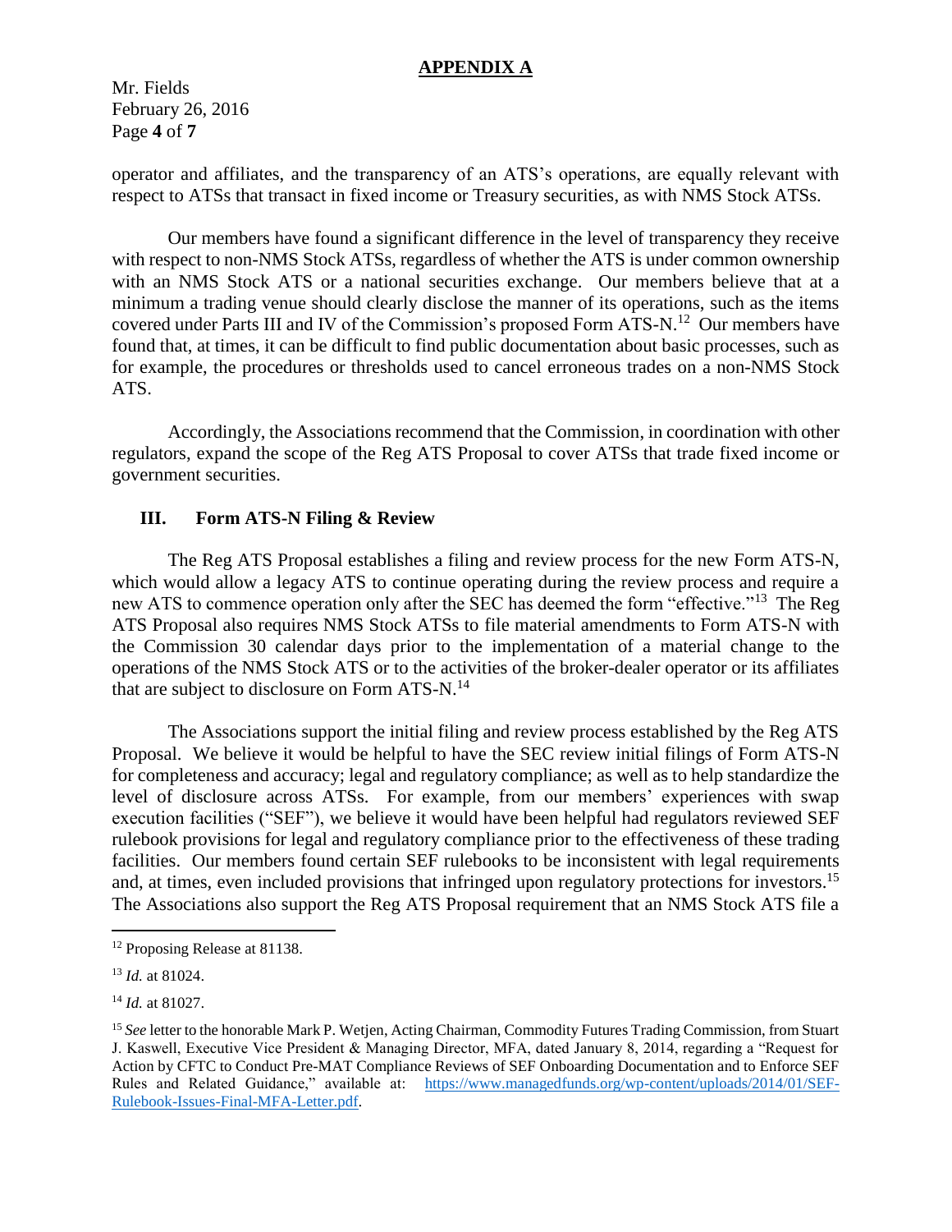operator and affiliates, and the transparency of an ATS's operations, are equally relevant with respect to ATSs that transact in fixed income or Treasury securities, as with NMS Stock ATSs.

Our members have found a significant difference in the level of transparency they receive with respect to non-NMS Stock ATSs, regardless of whether the ATS is under common ownership with an NMS Stock ATS or a national securities exchange. Our members believe that at a minimum a trading venue should clearly disclose the manner of its operations, such as the items covered under Parts III and IV of the Commission's proposed Form ATS-N.[12] Our members have found that, at times, it can be difficult to find public documentation about basic processes, such as for example, the procedures or thresholds used to cancel erroneous trades on a non-NMS Stock ATS.

Accordingly, the Associations recommend that the Commission, in coordination with other regulators, expand the scope of the Reg ATS Proposal to cover ATSs that trade fixed income or government securities.

## III. Form ATS-N Filing & Review

The Reg ATS Proposal establishes a filing and review process for the new Form ATS-N, which would allow a legacy ATS to continue operating during the review process and require a new ATS to commence operation only after the SEC has deemed the form "effective."[13] The Reg ATS Proposal also requires NMS Stock ATSs to file material amendments to Form ATS-N with the Commission 30 calendar days prior to the implementation of a material change to the operations of the NMS Stock ATS or to the activities of the broker-dealer operator or its affiliates that are subject to disclosure on Form ATS-N.[14]

The Associations support the initial filing and review process established by the Reg ATS Proposal. We believe it would be helpful to have the SEC review initial filings of Form ATS-N for completeness and accuracy; legal and regulatory compliance; as well as to help standardize the level of disclosure across ATSs. For example, from our members' experiences with swap execution facilities ("SEF"), we believe it would have been helpful had regulators reviewed SEF rulebook provisions for legal and regulatory compliance prior to the effectiveness of these trading facilities. Our members found certain SEF rulebooks to be inconsistent with legal requirements and, at times, even included provisions that infringed upon regulatory protections for investors.[15] The Associations also support the Reg ATS Proposal requirement that an NMS Stock ATS file a

---

[12] Proposing Release at 81138.

[13] *Id.* at 81024.

[14] *Id.* at 81027.

[15] *See* letter to the honorable Mark P. Wetjen, Acting Chairman, Commodity Futures Trading Commission, from Stuart J. Kaswell, Executive Vice President & Managing Director, MFA, dated January 8, 2014, regarding a "Request for Action by CFTC to Conduct Pre-MAT Compliance Reviews of SEF Onboarding Documentation and to Enforce SEF Rules and Related Guidance," available at: https://www.managedfunds.org/wp-content/uploads/2014/01/SEF-Rulebook-Issues-Final-MFA-Letter.pdf.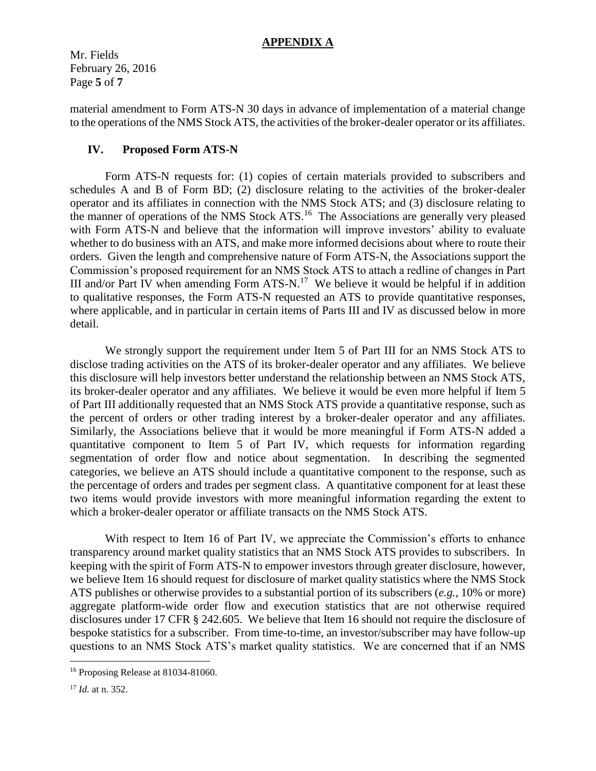material amendment to Form ATS-N 30 days in advance of implementation of a material change to the operations of the NMS Stock ATS, the activities of the broker-dealer operator or its affiliates.

## IV. Proposed Form ATS-N

Form ATS-N requests for: (1) copies of certain materials provided to subscribers and schedules A and B of Form BD; (2) disclosure relating to the activities of the broker-dealer operator and its affiliates in connection with the NMS Stock ATS; and (3) disclosure relating to the manner of operations of the NMS Stock ATS.[16] The Associations are generally very pleased with Form ATS-N and believe that the information will improve investors' ability to evaluate whether to do business with an ATS, and make more informed decisions about where to route their orders. Given the length and comprehensive nature of Form ATS-N, the Associations support the Commission's proposed requirement for an NMS Stock ATS to attach a redline of changes in Part III and/or Part IV when amending Form ATS-N.[17] We believe it would be helpful if in addition to qualitative responses, the Form ATS-N requested an ATS to provide quantitative responses, where applicable, and in particular in certain items of Parts III and IV as discussed below in more detail.

We strongly support the requirement under Item 5 of Part III for an NMS Stock ATS to disclose trading activities on the ATS of its broker-dealer operator and any affiliates. We believe this disclosure will help investors better understand the relationship between an NMS Stock ATS, its broker-dealer operator and any affiliates. We believe it would be even more helpful if Item 5 of Part III additionally requested that an NMS Stock ATS provide a quantitative response, such as the percent of orders or other trading interest by a broker-dealer operator and any affiliates. Similarly, the Associations believe that it would be more meaningful if Form ATS-N added a quantitative component to Item 5 of Part IV, which requests for information regarding segmentation of order flow and notice about segmentation. In describing the segmented categories, we believe an ATS should include a quantitative component to the response, such as the percentage of orders and trades per segment class. A quantitative component for at least these two items would provide investors with more meaningful information regarding the extent to which a broker-dealer operator or affiliate transacts on the NMS Stock ATS.

With respect to Item 16 of Part IV, we appreciate the Commission's efforts to enhance transparency around market quality statistics that an NMS Stock ATS provides to subscribers. In keeping with the spirit of Form ATS-N to empower investors through greater disclosure, however, we believe Item 16 should request for disclosure of market quality statistics where the NMS Stock ATS publishes or otherwise provides to a substantial portion of its subscribers (*e.g.*, 10% or more) aggregate platform-wide order flow and execution statistics that are not otherwise required disclosures under 17 CFR § 242.605. We believe that Item 16 should not require the disclosure of bespoke statistics for a subscriber. From time-to-time, an investor/subscriber may have follow-up questions to an NMS Stock ATS's market quality statistics. We are concerned that if an NMS

---

[16] Proposing Release at 81034-81060.

[17] *Id.* at n. 352.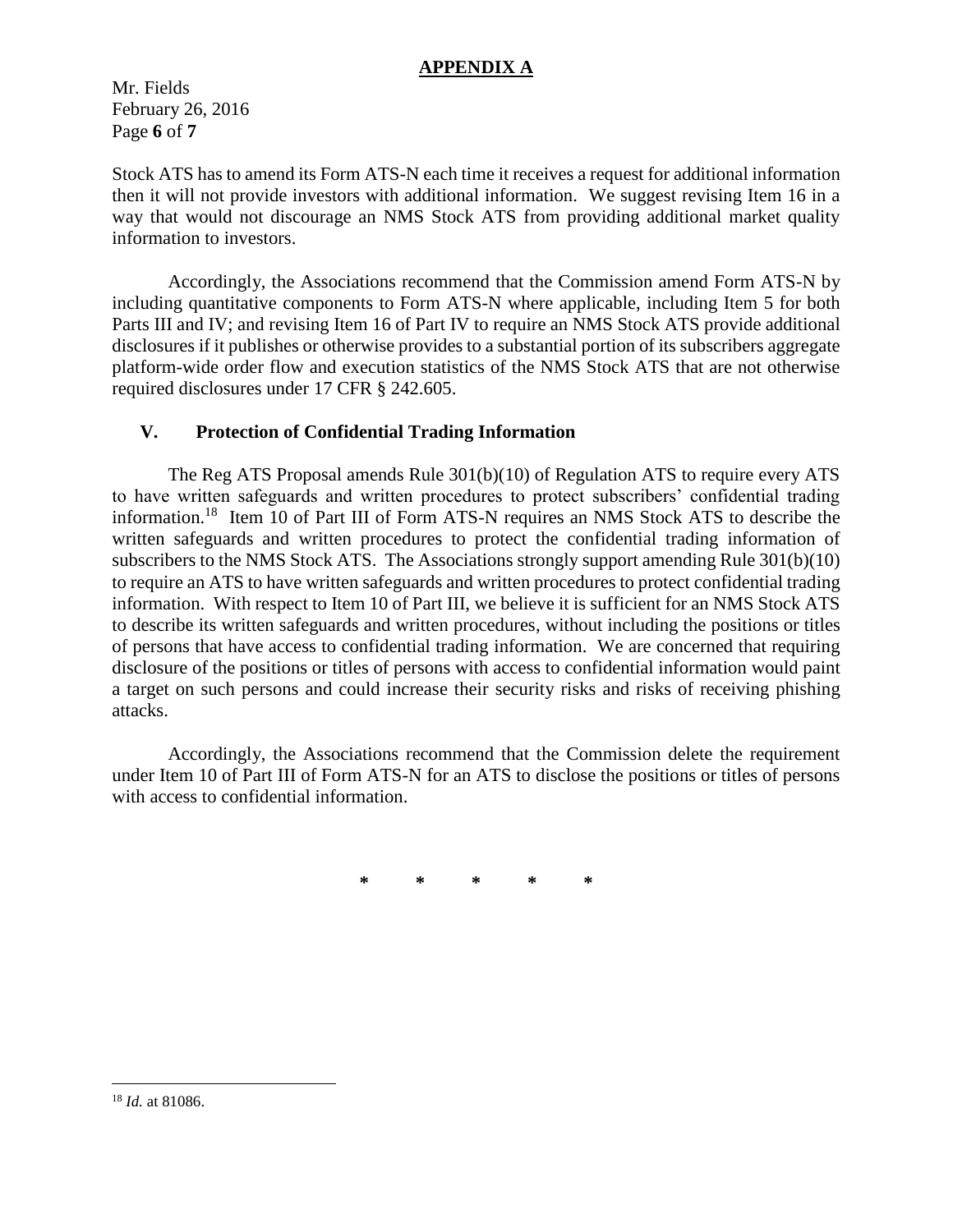## APPENDIX A

Stock ATS has to amend its Form ATS-N each time it receives a request for additional information then it will not provide investors with additional information. We suggest revising Item 16 in a way that would not discourage an NMS Stock ATS from providing additional market quality information to investors.

Accordingly, the Associations recommend that the Commission amend Form ATS-N by including quantitative components to Form ATS-N where applicable, including Item 5 for both Parts III and IV; and revising Item 16 of Part IV to require an NMS Stock ATS provide additional disclosures if it publishes or otherwise provides to a substantial portion of its subscribers aggregate platform-wide order flow and execution statistics of the NMS Stock ATS that are not otherwise required disclosures under 17 CFR § 242.605.

### V. Protection of Confidential Trading Information

The Reg ATS Proposal amends Rule 301(b)(10) of Regulation ATS to require every ATS to have written safeguards and written procedures to protect subscribers' confidential trading information.[18] Item 10 of Part III of Form ATS-N requires an NMS Stock ATS to describe the written safeguards and written procedures to protect the confidential trading information of subscribers to the NMS Stock ATS. The Associations strongly support amending Rule 301(b)(10) to require an ATS to have written safeguards and written procedures to protect confidential trading information. With respect to Item 10 of Part III, we believe it is sufficient for an NMS Stock ATS to describe its written safeguards and written procedures, without including the positions or titles of persons that have access to confidential trading information. We are concerned that requiring disclosure of the positions or titles of persons with access to confidential information would paint a target on such persons and could increase their security risks and risks of receiving phishing attacks.

Accordingly, the Associations recommend that the Commission delete the requirement under Item 10 of Part III of Form ATS-N for an ATS to disclose the positions or titles of persons with access to confidential information.

\* \* \* \* \*

---

[18] *Id.* at 81086.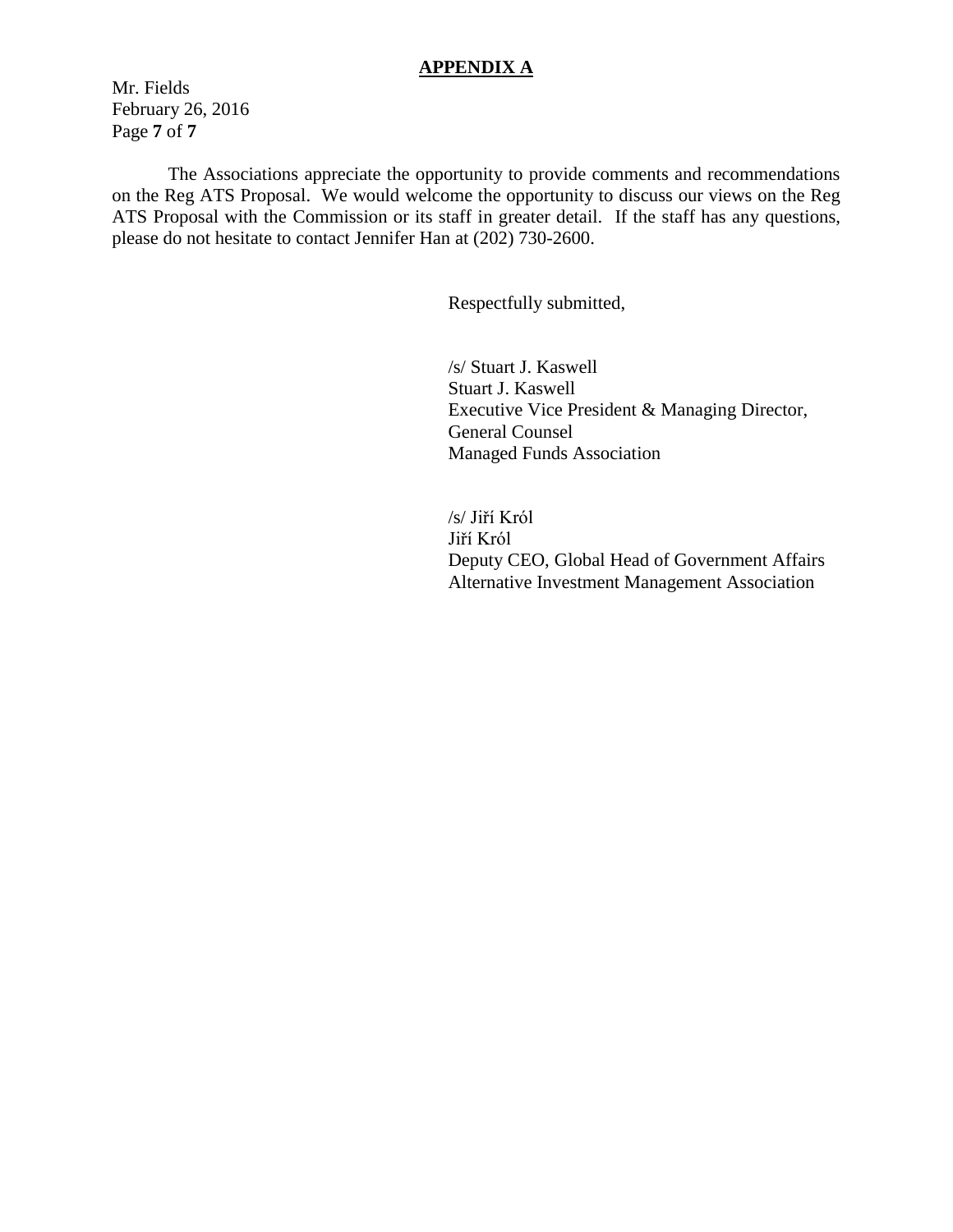## APPENDIX A

The Associations appreciate the opportunity to provide comments and recommendations on the Reg ATS Proposal. We would welcome the opportunity to discuss our views on the Reg ATS Proposal with the Commission or its staff in greater detail. If the staff has any questions, please do not hesitate to contact Jennifer Han at (202) 730-2600.

Respectfully submitted,

/s/ Stuart J. Kaswell
Stuart J. Kaswell
Executive Vice President & Managing Director,
General Counsel
Managed Funds Association

/s/ Jiří Król
Jiří Król
Deputy CEO, Global Head of Government Affairs
Alternative Investment Management Association